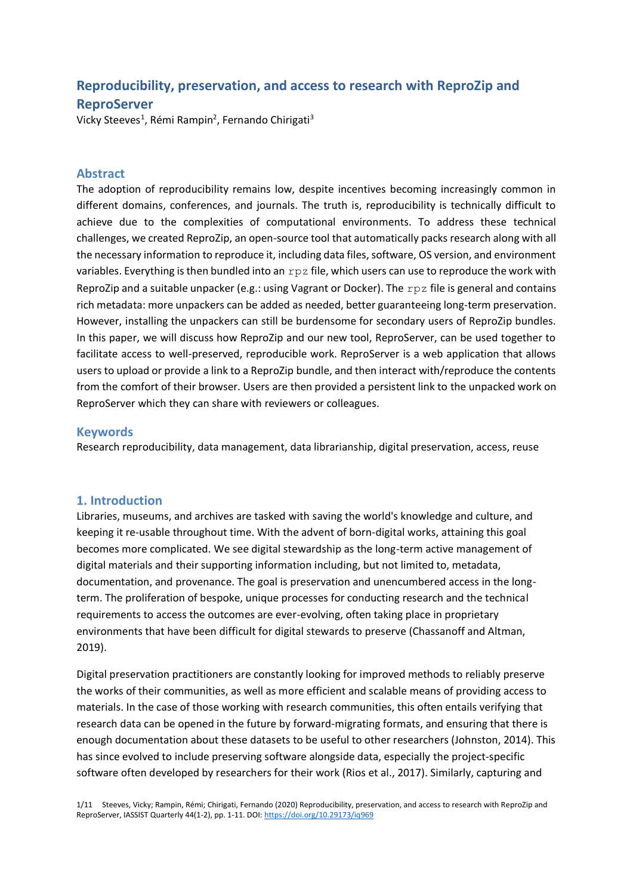# Reproducibility, preservation, and access to research with ReproZip and ReproServer

Vicky Steeves[1], Rémi Rampin[2], Fernando Chirigati[3]

## Abstract

The adoption of reproducibility remains low, despite incentives becoming increasingly common in different domains, conferences, and journals. The truth is, reproducibility is technically difficult to achieve due to the complexities of computational environments. To address these technical challenges, we created ReproZip, an open-source tool that automatically packs research along with all the necessary information to reproduce it, including data files, software, OS version, and environment variables. Everything is then bundled into an `rpz` file, which users can use to reproduce the work with ReproZip and a suitable unpacker (e.g.: using Vagrant or Docker). The `rpz` file is general and contains rich metadata: more unpackers can be added as needed, better guaranteeing long-term preservation. However, installing the unpackers can still be burdensome for secondary users of ReproZip bundles. In this paper, we will discuss how ReproZip and our new tool, ReproServer, can be used together to facilitate access to well-preserved, reproducible work. ReproServer is a web application that allows users to upload or provide a link to a ReproZip bundle, and then interact with/reproduce the contents from the comfort of their browser. Users are then provided a persistent link to the unpacked work on ReproServer which they can share with reviewers or colleagues.

## Keywords

Research reproducibility, data management, data librarianship, digital preservation, access, reuse

## 1. Introduction

Libraries, museums, and archives are tasked with saving the world's knowledge and culture, and keeping it re-usable throughout time. With the advent of born-digital works, attaining this goal becomes more complicated. We see digital stewardship as the long-term active management of digital materials and their supporting information including, but not limited to, metadata, documentation, and provenance. The goal is preservation and unencumbered access in the long-term. The proliferation of bespoke, unique processes for conducting research and the technical requirements to access the outcomes are ever-evolving, often taking place in proprietary environments that have been difficult for digital stewards to preserve (Chassanoff and Altman, 2019).

Digital preservation practitioners are constantly looking for improved methods to reliably preserve the works of their communities, as well as more efficient and scalable means of providing access to materials. In the case of those working with research communities, this often entails verifying that research data can be opened in the future by forward-migrating formats, and ensuring that there is enough documentation about these datasets to be useful to other researchers (Johnston, 2014). This has since evolved to include preserving software alongside data, especially the project-specific software often developed by researchers for their work (Rios et al., 2017). Similarly, capturing and

Steeves, Vicky; Rampin, Rémi; Chirigati, Fernando (2020) Reproducibility, preservation, and access to research with ReproZip and ReproServer, IASSIST Quarterly 44(1-2), pp. 1-11. DOI: https://doi.org/10.29173/iq969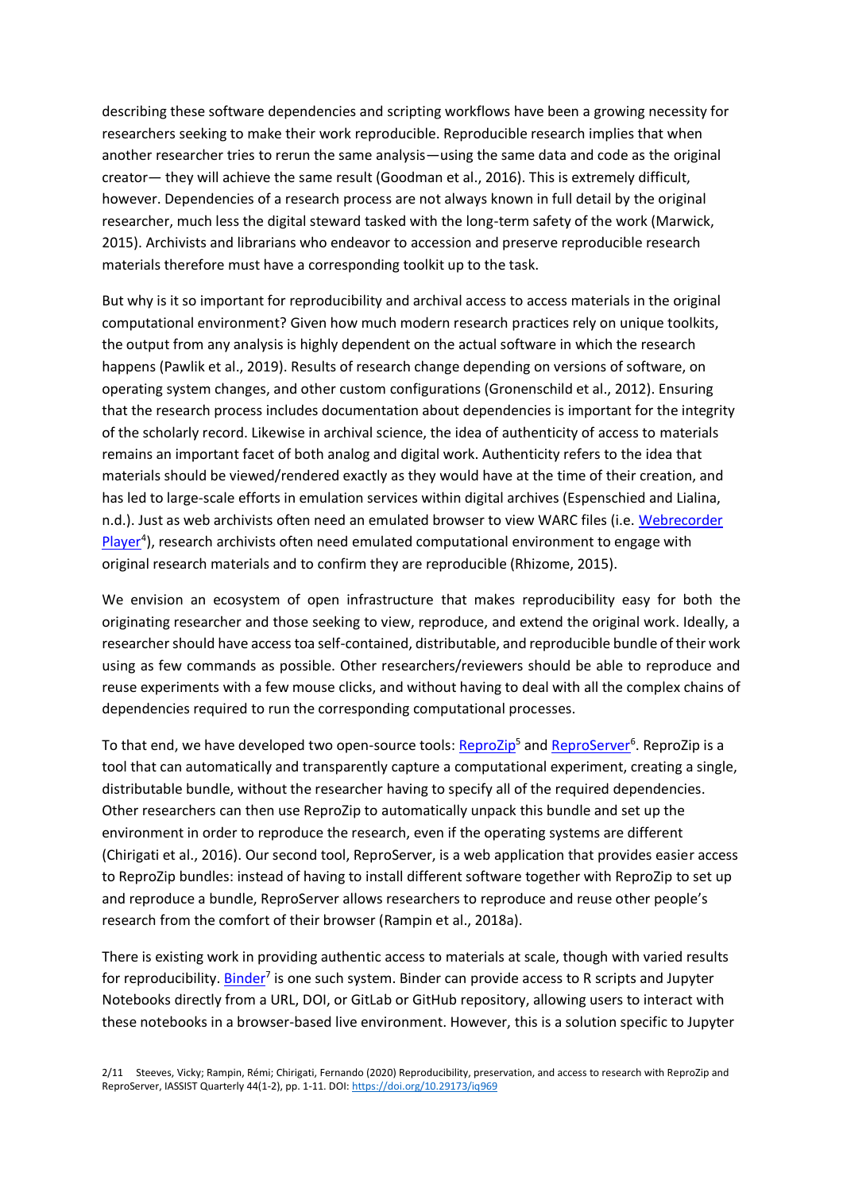describing these software dependencies and scripting workflows have been a growing necessity for researchers seeking to make their work reproducible. Reproducible research implies that when another researcher tries to rerun the same analysis—using the same data and code as the original creator— they will achieve the same result (Goodman et al., 2016). This is extremely difficult, however. Dependencies of a research process are not always known in full detail by the original researcher, much less the digital steward tasked with the long-term safety of the work (Marwick, 2015). Archivists and librarians who endeavor to accession and preserve reproducible research materials therefore must have a corresponding toolkit up to the task.

But why is it so important for reproducibility and archival access to access materials in the original computational environment? Given how much modern research practices rely on unique toolkits, the output from any analysis is highly dependent on the actual software in which the research happens (Pawlik et al., 2019). Results of research change depending on versions of software, on operating system changes, and other custom configurations (Gronenschild et al., 2012). Ensuring that the research process includes documentation about dependencies is important for the integrity of the scholarly record. Likewise in archival science, the idea of authenticity of access to materials remains an important facet of both analog and digital work. Authenticity refers to the idea that materials should be viewed/rendered exactly as they would have at the time of their creation, and has led to large-scale efforts in emulation services within digital archives (Espenschied and Lialina, n.d.). Just as web archivists often need an emulated browser to view WARC files (i.e. Webrecorder Player[4]), research archivists often need emulated computational environment to engage with original research materials and to confirm they are reproducible (Rhizome, 2015).

We envision an ecosystem of open infrastructure that makes reproducibility easy for both the originating researcher and those seeking to view, reproduce, and extend the original work. Ideally, a researcher should have access toa self-contained, distributable, and reproducible bundle of their work using as few commands as possible. Other researchers/reviewers should be able to reproduce and reuse experiments with a few mouse clicks, and without having to deal with all the complex chains of dependencies required to run the corresponding computational processes.

To that end, we have developed two open-source tools: ReproZip[5] and ReproServer[6]. ReproZip is a tool that can automatically and transparently capture a computational experiment, creating a single, distributable bundle, without the researcher having to specify all of the required dependencies. Other researchers can then use ReproZip to automatically unpack this bundle and set up the environment in order to reproduce the research, even if the operating systems are different (Chirigati et al., 2016). Our second tool, ReproServer, is a web application that provides easier access to ReproZip bundles: instead of having to install different software together with ReproZip to set up and reproduce a bundle, ReproServer allows researchers to reproduce and reuse other people's research from the comfort of their browser (Rampin et al., 2018a).

There is existing work in providing authentic access to materials at scale, though with varied results for reproducibility. Binder[7] is one such system. Binder can provide access to R scripts and Jupyter Notebooks directly from a URL, DOI, or GitLab or GitHub repository, allowing users to interact with these notebooks in a browser-based live environment. However, this is a solution specific to Jupyter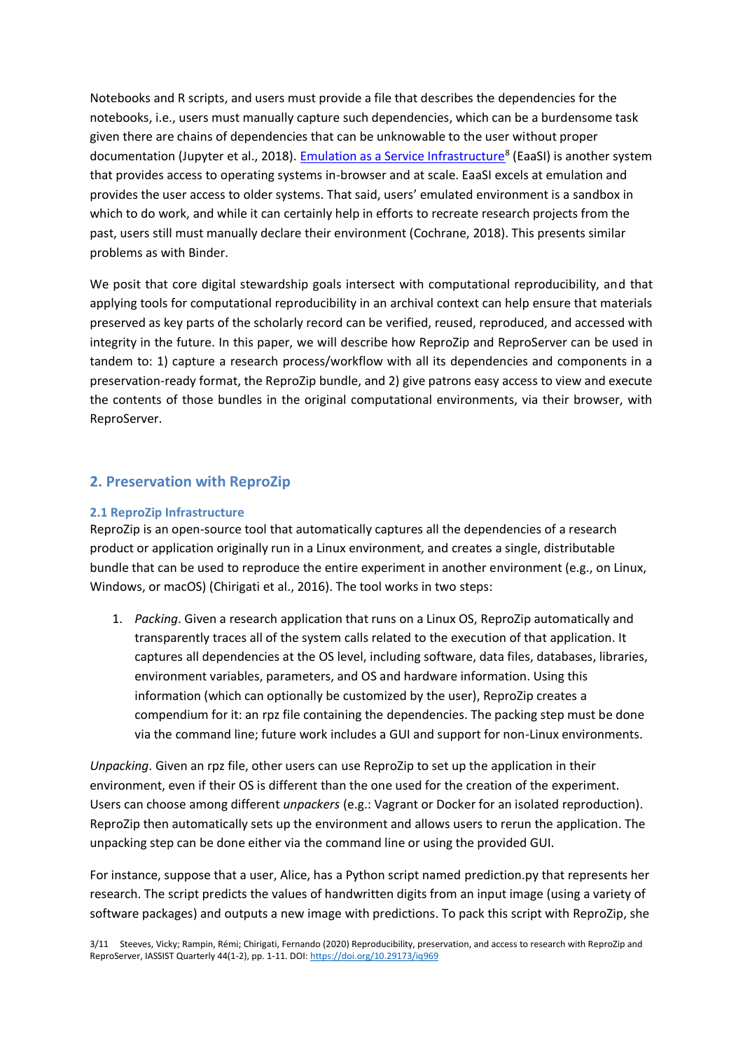Notebooks and R scripts, and users must provide a file that describes the dependencies for the notebooks, i.e., users must manually capture such dependencies, which can be a burdensome task given there are chains of dependencies that can be unknowable to the user without proper documentation (Jupyter et al., 2018). [Emulation as a Service Infrastructure](#)[8] (EaaSI) is another system that provides access to operating systems in-browser and at scale. EaaSI excels at emulation and provides the user access to older systems. That said, users' emulated environment is a sandbox in which to do work, and while it can certainly help in efforts to recreate research projects from the past, users still must manually declare their environment (Cochrane, 2018). This presents similar problems as with Binder.

We posit that core digital stewardship goals intersect with computational reproducibility, and that applying tools for computational reproducibility in an archival context can help ensure that materials preserved as key parts of the scholarly record can be verified, reused, reproduced, and accessed with integrity in the future. In this paper, we will describe how ReproZip and ReproServer can be used in tandem to: 1) capture a research process/workflow with all its dependencies and components in a preservation-ready format, the ReproZip bundle, and 2) give patrons easy access to view and execute the contents of those bundles in the original computational environments, via their browser, with ReproServer.

## 2. Preservation with ReproZip

### 2.1 ReproZip Infrastructure

ReproZip is an open-source tool that automatically captures all the dependencies of a research product or application originally run in a Linux environment, and creates a single, distributable bundle that can be used to reproduce the entire experiment in another environment (e.g., on Linux, Windows, or macOS) (Chirigati et al., 2016). The tool works in two steps:

1. *Packing*. Given a research application that runs on a Linux OS, ReproZip automatically and transparently traces all of the system calls related to the execution of that application. It captures all dependencies at the OS level, including software, data files, databases, libraries, environment variables, parameters, and OS and hardware information. Using this information (which can optionally be customized by the user), ReproZip creates a compendium for it: an rpz file containing the dependencies. The packing step must be done via the command line; future work includes a GUI and support for non-Linux environments.

*Unpacking*. Given an rpz file, other users can use ReproZip to set up the application in their environment, even if their OS is different than the one used for the creation of the experiment. Users can choose among different *unpackers* (e.g.: Vagrant or Docker for an isolated reproduction). ReproZip then automatically sets up the environment and allows users to rerun the application. The unpacking step can be done either via the command line or using the provided GUI.

For instance, suppose that a user, Alice, has a Python script named prediction.py that represents her research. The script predicts the values of handwritten digits from an input image (using a variety of software packages) and outputs a new image with predictions. To pack this script with ReproZip, she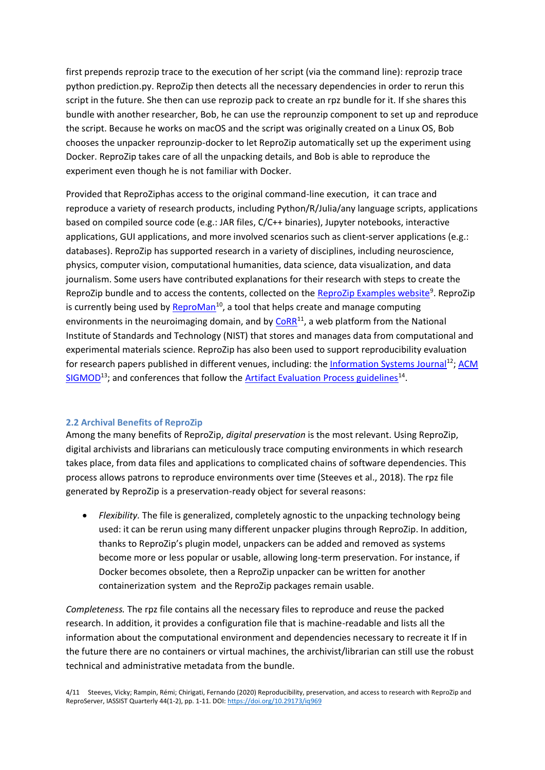first prepends reprozip trace to the execution of her script (via the command line): reprozip trace python prediction.py. ReproZip then detects all the necessary dependencies in order to rerun this script in the future. She then can use reprozip pack to create an rpz bundle for it. If she shares this bundle with another researcher, Bob, he can use the reprounzip component to set up and reproduce the script. Because he works on macOS and the script was originally created on a Linux OS, Bob chooses the unpacker reprounzip-docker to let ReproZip automatically set up the experiment using Docker. ReproZip takes care of all the unpacking details, and Bob is able to reproduce the experiment even though he is not familiar with Docker.

Provided that ReproZiphas access to the original command-line execution, it can trace and reproduce a variety of research products, including Python/R/Julia/any language scripts, applications based on compiled source code (e.g.: JAR files, C/C++ binaries), Jupyter notebooks, interactive applications, GUI applications, and more involved scenarios such as client-server applications (e.g.: databases). ReproZip has supported research in a variety of disciplines, including neuroscience, physics, computer vision, computational humanities, data science, data visualization, and data journalism. Some users have contributed explanations for their research with steps to create the ReproZip bundle and to access the contents, collected on the ReproZip Examples website[9]. ReproZip is currently being used by ReproMan[10], a tool that helps create and manage computing environments in the neuroimaging domain, and by CoRR[11], a web platform from the National Institute of Standards and Technology (NIST) that stores and manages data from computational and experimental materials science. ReproZip has also been used to support reproducibility evaluation for research papers published in different venues, including: the Information Systems Journal[12]; ACM SIGMOD[13]; and conferences that follow the Artifact Evaluation Process guidelines[14].

### 2.2 Archival Benefits of ReproZip

Among the many benefits of ReproZip, *digital preservation* is the most relevant. Using ReproZip, digital archivists and librarians can meticulously trace computing environments in which research takes place, from data files and applications to complicated chains of software dependencies. This process allows patrons to reproduce environments over time (Steeves et al., 2018). The rpz file generated by ReproZip is a preservation-ready object for several reasons:

- *Flexibility.* The file is generalized, completely agnostic to the unpacking technology being used: it can be rerun using many different unpacker plugins through ReproZip. In addition, thanks to ReproZip's plugin model, unpackers can be added and removed as systems become more or less popular or usable, allowing long-term preservation. For instance, if Docker becomes obsolete, then a ReproZip unpacker can be written for another containerization system and the ReproZip packages remain usable.

*Completeness.* The rpz file contains all the necessary files to reproduce and reuse the packed research. In addition, it provides a configuration file that is machine-readable and lists all the information about the computational environment and dependencies necessary to recreate it If in the future there are no containers or virtual machines, the archivist/librarian can still use the robust technical and administrative metadata from the bundle.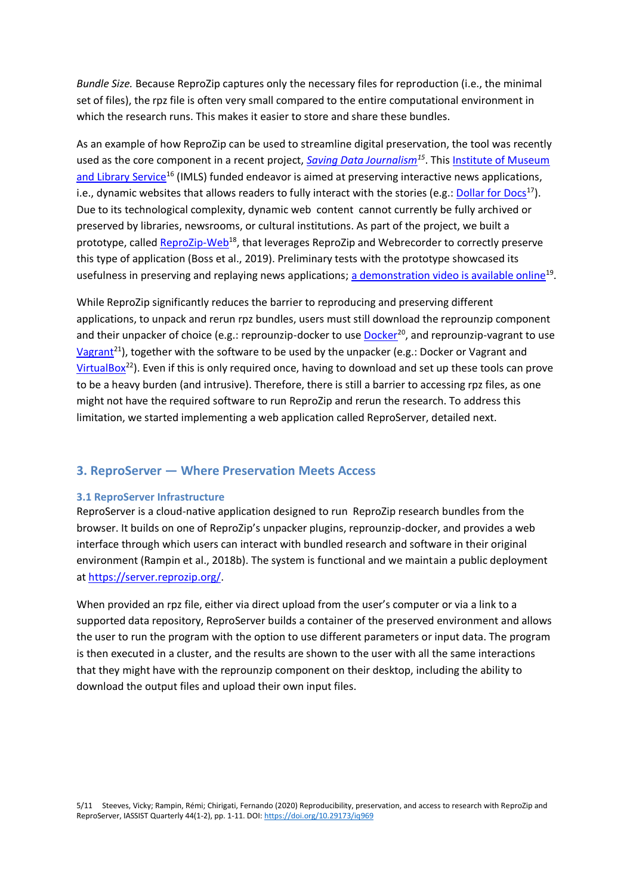*Bundle Size.* Because ReproZip captures only the necessary files for reproduction (i.e., the minimal set of files), the rpz file is often very small compared to the entire computational environment in which the research runs. This makes it easier to store and share these bundles.

As an example of how ReproZip can be used to streamline digital preservation, the tool was recently used as the core component in a recent project, *Saving Data Journalism*[15]. This Institute of Museum and Library Service[16] (IMLS) funded endeavor is aimed at preserving interactive news applications, i.e., dynamic websites that allows readers to fully interact with the stories (e.g.: Dollar for Docs[17]). Due to its technological complexity, dynamic web content cannot currently be fully archived or preserved by libraries, newsrooms, or cultural institutions. As part of the project, we built a prototype, called ReproZip-Web[18], that leverages ReproZip and Webrecorder to correctly preserve this type of application (Boss et al., 2019). Preliminary tests with the prototype showcased its usefulness in preserving and replaying news applications; a demonstration video is available online[19].

While ReproZip significantly reduces the barrier to reproducing and preserving different applications, to unpack and rerun rpz bundles, users must still download the reprounzip component and their unpacker of choice (e.g.: reprounzip-docker to use Docker[20], and reprounzip-vagrant to use Vagrant[21]), together with the software to be used by the unpacker (e.g.: Docker or Vagrant and VirtualBox[22]). Even if this is only required once, having to download and set up these tools can prove to be a heavy burden (and intrusive). Therefore, there is still a barrier to accessing rpz files, as one might not have the required software to run ReproZip and rerun the research. To address this limitation, we started implementing a web application called ReproServer, detailed next.

## 3. ReproServer — Where Preservation Meets Access

### 3.1 ReproServer Infrastructure

ReproServer is a cloud-native application designed to run ReproZip research bundles from the browser. It builds on one of ReproZip's unpacker plugins, reprounzip-docker, and provides a web interface through which users can interact with bundled research and software in their original environment (Rampin et al., 2018b). The system is functional and we maintain a public deployment at https://server.reprozip.org/.

When provided an rpz file, either via direct upload from the user's computer or via a link to a supported data repository, ReproServer builds a container of the preserved environment and allows the user to run the program with the option to use different parameters or input data. The program is then executed in a cluster, and the results are shown to the user with all the same interactions that they might have with the reprounzip component on their desktop, including the ability to download the output files and upload their own input files.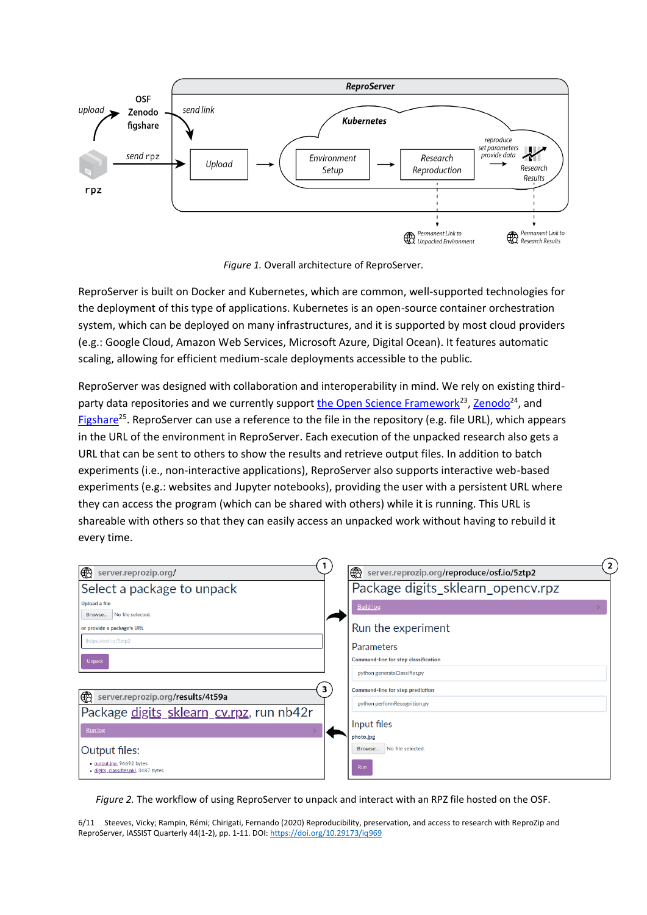*Figure 1.* Overall architecture of ReproServer.

ReproServer is built on Docker and Kubernetes, which are common, well-supported technologies for the deployment of this type of applications. Kubernetes is an open-source container orchestration system, which can be deployed on many infrastructures, and it is supported by most cloud providers (e.g.: Google Cloud, Amazon Web Services, Microsoft Azure, Digital Ocean). It features automatic scaling, allowing for efficient medium-scale deployments accessible to the public.

ReproServer was designed with collaboration and interoperability in mind. We rely on existing third-party data repositories and we currently support the Open Science Framework[23], Zenodo[24], and Figshare[25]. ReproServer can use a reference to the file in the repository (e.g. file URL), which appears in the URL of the environment in ReproServer. Each execution of the unpacked research also gets a URL that can be sent to others to show the results and retrieve output files. In addition to batch experiments (i.e., non-interactive applications), ReproServer also supports interactive web-based experiments (e.g.: websites and Jupyter notebooks), providing the user with a persistent URL where they can access the program (which can be shared with others) while it is running. This URL is shareable with others so that they can easily access an unpacked work without having to rebuild it every time.

*Figure 2.* The workflow of using ReproServer to unpack and interact with an RPZ file hosted on the OSF.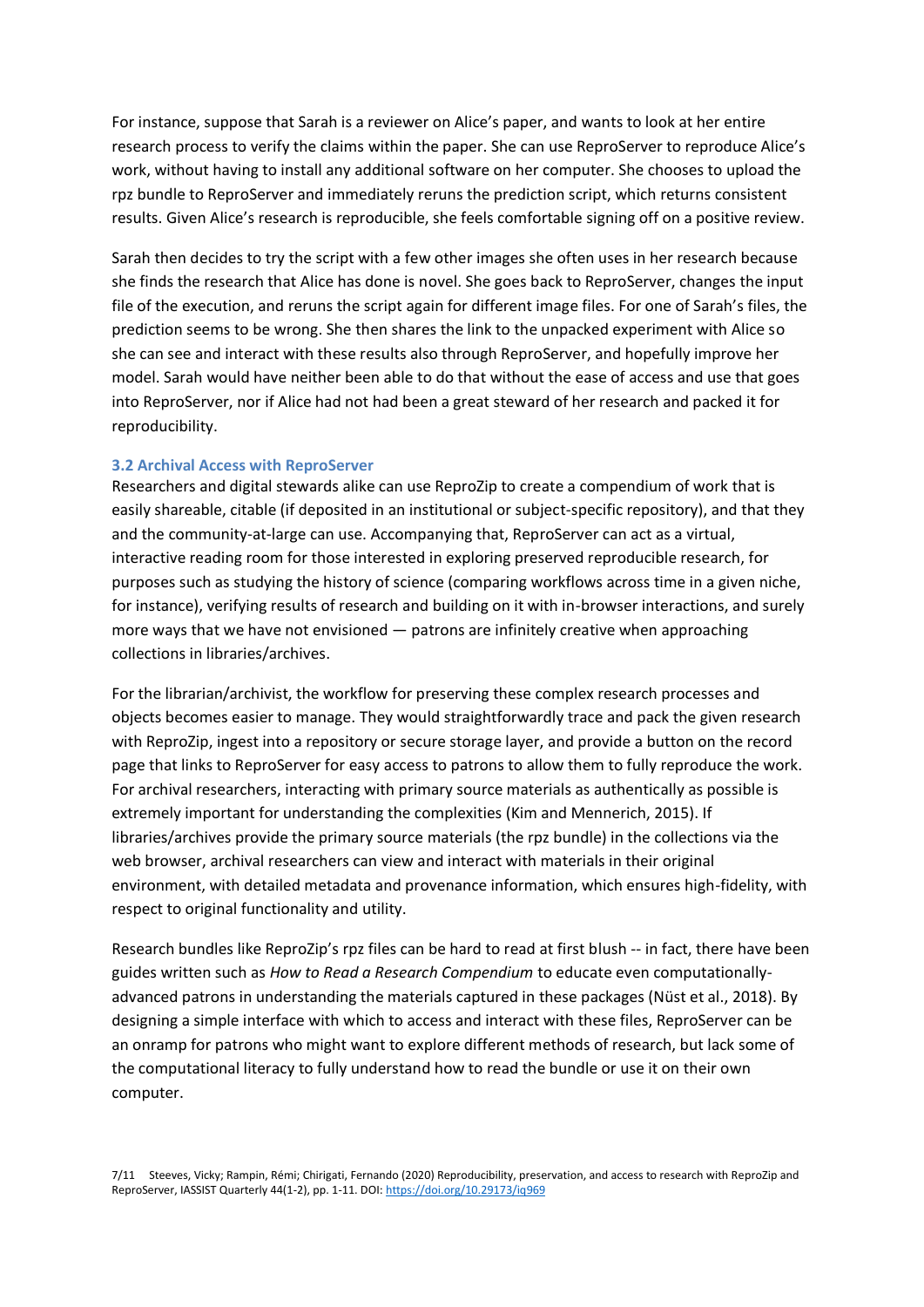For instance, suppose that Sarah is a reviewer on Alice's paper, and wants to look at her entire research process to verify the claims within the paper. She can use ReproServer to reproduce Alice's work, without having to install any additional software on her computer. She chooses to upload the rpz bundle to ReproServer and immediately reruns the prediction script, which returns consistent results. Given Alice's research is reproducible, she feels comfortable signing off on a positive review.

Sarah then decides to try the script with a few other images she often uses in her research because she finds the research that Alice has done is novel. She goes back to ReproServer, changes the input file of the execution, and reruns the script again for different image files. For one of Sarah's files, the prediction seems to be wrong. She then shares the link to the unpacked experiment with Alice so she can see and interact with these results also through ReproServer, and hopefully improve her model. Sarah would have neither been able to do that without the ease of access and use that goes into ReproServer, nor if Alice had not had been a great steward of her research and packed it for reproducibility.

### 3.2 Archival Access with ReproServer

Researchers and digital stewards alike can use ReproZip to create a compendium of work that is easily shareable, citable (if deposited in an institutional or subject-specific repository), and that they and the community-at-large can use. Accompanying that, ReproServer can act as a virtual, interactive reading room for those interested in exploring preserved reproducible research, for purposes such as studying the history of science (comparing workflows across time in a given niche, for instance), verifying results of research and building on it with in-browser interactions, and surely more ways that we have not envisioned — patrons are infinitely creative when approaching collections in libraries/archives.

For the librarian/archivist, the workflow for preserving these complex research processes and objects becomes easier to manage. They would straightforwardly trace and pack the given research with ReproZip, ingest into a repository or secure storage layer, and provide a button on the record page that links to ReproServer for easy access to patrons to allow them to fully reproduce the work. For archival researchers, interacting with primary source materials as authentically as possible is extremely important for understanding the complexities (Kim and Mennerich, 2015). If libraries/archives provide the primary source materials (the rpz bundle) in the collections via the web browser, archival researchers can view and interact with materials in their original environment, with detailed metadata and provenance information, which ensures high-fidelity, with respect to original functionality and utility.

Research bundles like ReproZip's rpz files can be hard to read at first blush -- in fact, there have been guides written such as *How to Read a Research Compendium* to educate even computationally-advanced patrons in understanding the materials captured in these packages (Nüst et al., 2018). By designing a simple interface with which to access and interact with these files, ReproServer can be an onramp for patrons who might want to explore different methods of research, but lack some of the computational literacy to fully understand how to read the bundle or use it on their own computer.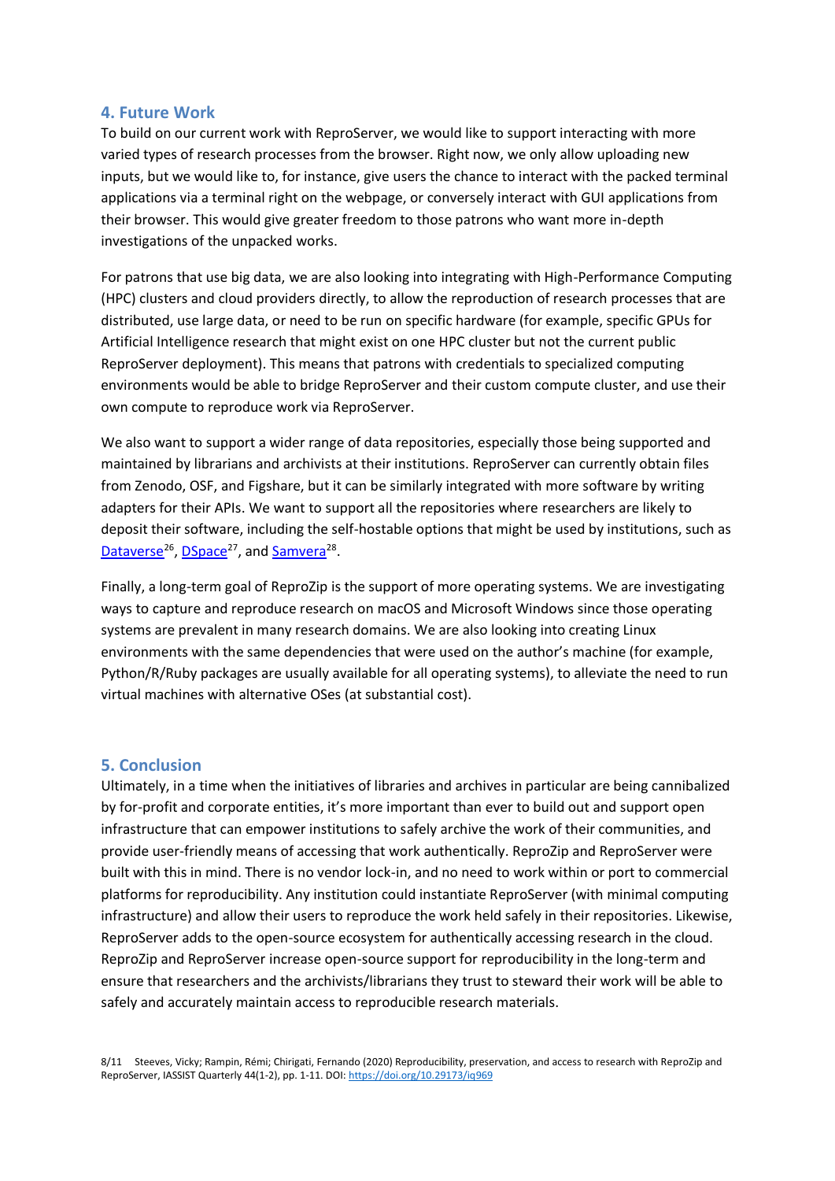## 4. Future Work

To build on our current work with ReproServer, we would like to support interacting with more varied types of research processes from the browser. Right now, we only allow uploading new inputs, but we would like to, for instance, give users the chance to interact with the packed terminal applications via a terminal right on the webpage, or conversely interact with GUI applications from their browser. This would give greater freedom to those patrons who want more in-depth investigations of the unpacked works.

For patrons that use big data, we are also looking into integrating with High-Performance Computing (HPC) clusters and cloud providers directly, to allow the reproduction of research processes that are distributed, use large data, or need to be run on specific hardware (for example, specific GPUs for Artificial Intelligence research that might exist on one HPC cluster but not the current public ReproServer deployment). This means that patrons with credentials to specialized computing environments would be able to bridge ReproServer and their custom compute cluster, and use their own compute to reproduce work via ReproServer.

We also want to support a wider range of data repositories, especially those being supported and maintained by librarians and archivists at their institutions. ReproServer can currently obtain files from Zenodo, OSF, and Figshare, but it can be similarly integrated with more software by writing adapters for their APIs. We want to support all the repositories where researchers are likely to deposit their software, including the self-hostable options that might be used by institutions, such as Dataverse[26], DSpace[27], and Samvera[28].

Finally, a long-term goal of ReproZip is the support of more operating systems. We are investigating ways to capture and reproduce research on macOS and Microsoft Windows since those operating systems are prevalent in many research domains. We are also looking into creating Linux environments with the same dependencies that were used on the author's machine (for example, Python/R/Ruby packages are usually available for all operating systems), to alleviate the need to run virtual machines with alternative OSes (at substantial cost).

## 5. Conclusion

Ultimately, in a time when the initiatives of libraries and archives in particular are being cannibalized by for-profit and corporate entities, it's more important than ever to build out and support open infrastructure that can empower institutions to safely archive the work of their communities, and provide user-friendly means of accessing that work authentically. ReproZip and ReproServer were built with this in mind. There is no vendor lock-in, and no need to work within or port to commercial platforms for reproducibility. Any institution could instantiate ReproServer (with minimal computing infrastructure) and allow their users to reproduce the work held safely in their repositories. Likewise, ReproServer adds to the open-source ecosystem for authentically accessing research in the cloud. ReproZip and ReproServer increase open-source support for reproducibility in the long-term and ensure that researchers and the archivists/librarians they trust to steward their work will be able to safely and accurately maintain access to reproducible research materials.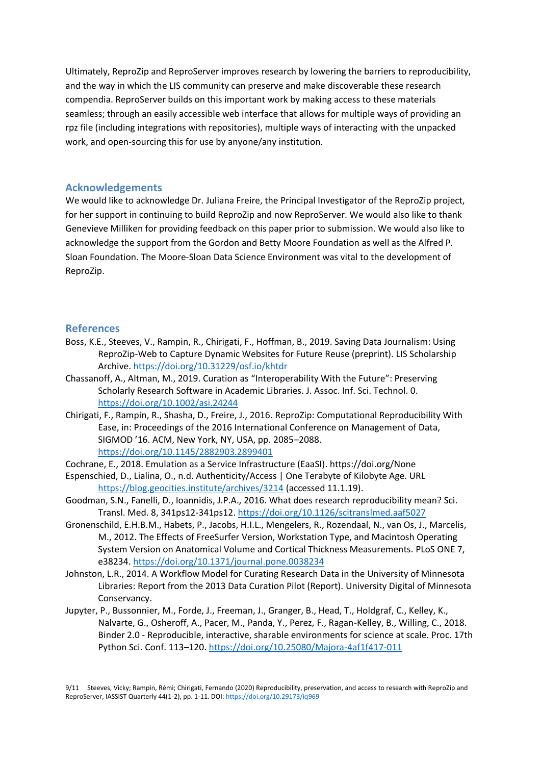Ultimately, ReproZip and ReproServer improves research by lowering the barriers to reproducibility, and the way in which the LIS community can preserve and make discoverable these research compendia. ReproServer builds on this important work by making access to these materials seamless; through an easily accessible web interface that allows for multiple ways of providing an rpz file (including integrations with repositories), multiple ways of interacting with the unpacked work, and open-sourcing this for use by anyone/any institution.

## Acknowledgements

We would like to acknowledge Dr. Juliana Freire, the Principal Investigator of the ReproZip project, for her support in continuing to build ReproZip and now ReproServer. We would also like to thank Genevieve Milliken for providing feedback on this paper prior to submission. We would also like to acknowledge the support from the Gordon and Betty Moore Foundation as well as the Alfred P. Sloan Foundation. The Moore-Sloan Data Science Environment was vital to the development of ReproZip.

## References

Boss, K.E., Steeves, V., Rampin, R., Chirigati, F., Hoffman, B., 2019. Saving Data Journalism: Using ReproZip-Web to Capture Dynamic Websites for Future Reuse (preprint). LIS Scholarship Archive. https://doi.org/10.31229/osf.io/khtdr

Chassanoff, A., Altman, M., 2019. Curation as "Interoperability With the Future": Preserving Scholarly Research Software in Academic Libraries. J. Assoc. Inf. Sci. Technol. 0. https://doi.org/10.1002/asi.24244

Chirigati, F., Rampin, R., Shasha, D., Freire, J., 2016. ReproZip: Computational Reproducibility With Ease, in: Proceedings of the 2016 International Conference on Management of Data, SIGMOD '16. ACM, New York, NY, USA, pp. 2085–2088. https://doi.org/10.1145/2882903.2899401

Cochrane, E., 2018. Emulation as a Service Infrastructure (EaaSI). https://doi.org/None

Espenschied, D., Lialina, O., n.d. Authenticity/Access | One Terabyte of Kilobyte Age. URL https://blog.geocities.institute/archives/3214 (accessed 11.1.19).

Goodman, S.N., Fanelli, D., Ioannidis, J.P.A., 2016. What does research reproducibility mean? Sci. Transl. Med. 8, 341ps12-341ps12. https://doi.org/10.1126/scitranslmed.aaf5027

Gronenschild, E.H.B.M., Habets, P., Jacobs, H.I.L., Mengelers, R., Rozendaal, N., van Os, J., Marcelis, M., 2012. The Effects of FreeSurfer Version, Workstation Type, and Macintosh Operating System Version on Anatomical Volume and Cortical Thickness Measurements. PLoS ONE 7, e38234. https://doi.org/10.1371/journal.pone.0038234

Johnston, L.R., 2014. A Workflow Model for Curating Research Data in the University of Minnesota Libraries: Report from the 2013 Data Curation Pilot (Report). University Digital of Minnesota Conservancy.

Jupyter, P., Bussonnier, M., Forde, J., Freeman, J., Granger, B., Head, T., Holdgraf, C., Kelley, K., Nalvarte, G., Osheroff, A., Pacer, M., Panda, Y., Perez, F., Ragan-Kelley, B., Willing, C., 2018. Binder 2.0 - Reproducible, interactive, sharable environments for science at scale. Proc. 17th Python Sci. Conf. 113–120. https://doi.org/10.25080/Majora-4af1f417-011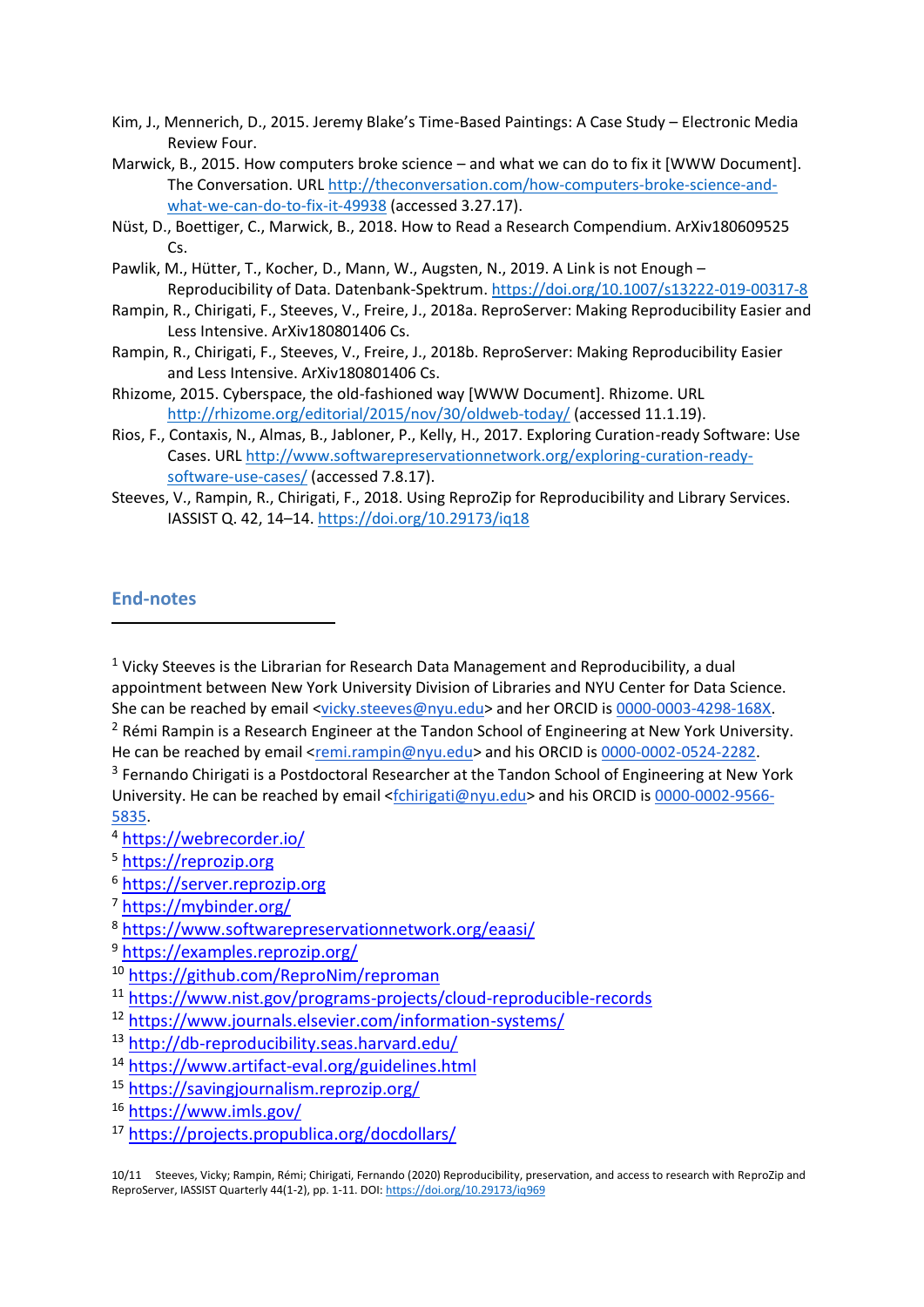Kim, J., Mennerich, D., 2015. Jeremy Blake's Time-Based Paintings: A Case Study – Electronic Media Review Four.

Marwick, B., 2015. How computers broke science – and what we can do to fix it [WWW Document]. The Conversation. URL http://theconversation.com/how-computers-broke-science-and-what-we-can-do-to-fix-it-49938 (accessed 3.27.17).

Nüst, D., Boettiger, C., Marwick, B., 2018. How to Read a Research Compendium. ArXiv180609525 Cs.

Pawlik, M., Hütter, T., Kocher, D., Mann, W., Augsten, N., 2019. A Link is not Enough – Reproducibility of Data. Datenbank-Spektrum. https://doi.org/10.1007/s13222-019-00317-8

Rampin, R., Chirigati, F., Steeves, V., Freire, J., 2018a. ReproServer: Making Reproducibility Easier and Less Intensive. ArXiv180801406 Cs.

Rampin, R., Chirigati, F., Steeves, V., Freire, J., 2018b. ReproServer: Making Reproducibility Easier and Less Intensive. ArXiv180801406 Cs.

Rhizome, 2015. Cyberspace, the old-fashioned way [WWW Document]. Rhizome. URL http://rhizome.org/editorial/2015/nov/30/oldweb-today/ (accessed 11.1.19).

Rios, F., Contaxis, N., Almas, B., Jabloner, P., Kelly, H., 2017. Exploring Curation-ready Software: Use Cases. URL http://www.softwarepreservationnetwork.org/exploring-curation-ready-software-use-cases/ (accessed 7.8.17).

Steeves, V., Rampin, R., Chirigati, F., 2018. Using ReproZip for Reproducibility and Library Services. IASSIST Q. 42, 14–14. https://doi.org/10.29173/iq18

## End-notes

[1] Vicky Steeves is the Librarian for Research Data Management and Reproducibility, a dual appointment between New York University Division of Libraries and NYU Center for Data Science. She can be reached by email <vicky.steeves@nyu.edu> and her ORCID is 0000-0003-4298-168X.

[2] Rémi Rampin is a Research Engineer at the Tandon School of Engineering at New York University. He can be reached by email <remi.rampin@nyu.edu> and his ORCID is 0000-0002-0524-2282.

[3] Fernando Chirigati is a Postdoctoral Researcher at the Tandon School of Engineering at New York University. He can be reached by email <fchirigati@nyu.edu> and his ORCID is 0000-0002-9566-5835.

[4] https://webrecorder.io/

[5] https://reprozip.org

[6] https://server.reprozip.org

[7] https://mybinder.org/

[8] https://www.softwarepreservationnetwork.org/eaasi/

[9] https://examples.reprozip.org/

[10] https://github.com/ReproNim/reproman

[11] https://www.nist.gov/programs-projects/cloud-reproducible-records

[12] https://www.journals.elsevier.com/information-systems/

[13] http://db-reproducibility.seas.harvard.edu/

[14] https://www.artifact-eval.org/guidelines.html

[15] https://savingjournalism.reprozip.org/

[16] https://www.imls.gov/

[17] https://projects.propublica.org/docdollars/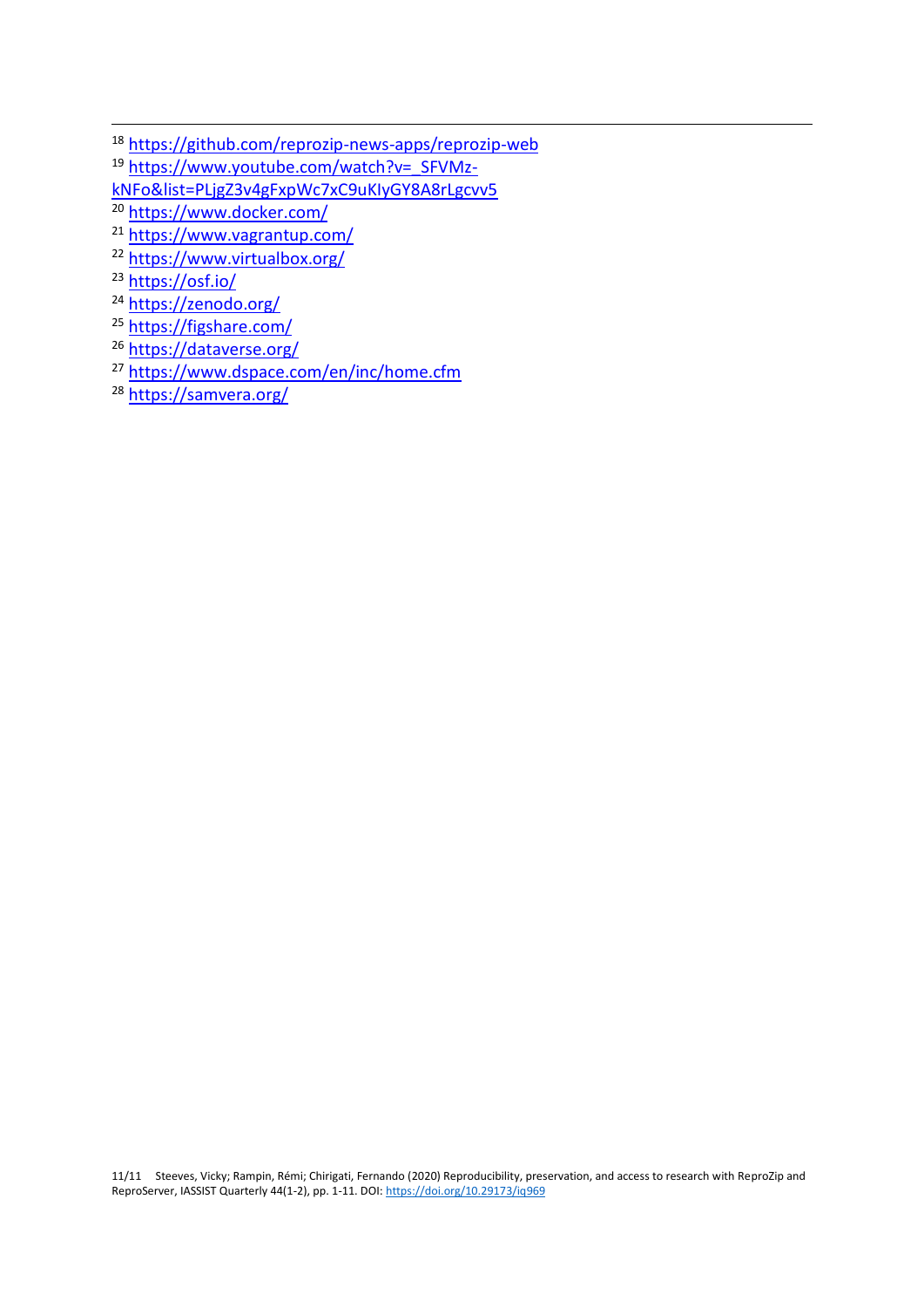[18] https://github.com/reprozip-news-apps/reprozip-web

[19] https://www.youtube.com/watch?v=_SFVMz-kNFo&list=PLjgZ3v4gFxpWc7xC9uKIyGY8A8rLgcvv5

[20] https://www.docker.com/

[21] https://www.vagrantup.com/

[22] https://www.virtualbox.org/

[23] https://osf.io/

[24] https://zenodo.org/

[25] https://figshare.com/

[26] https://dataverse.org/

[27] https://www.dspace.com/en/inc/home.cfm

[28] https://samvera.org/